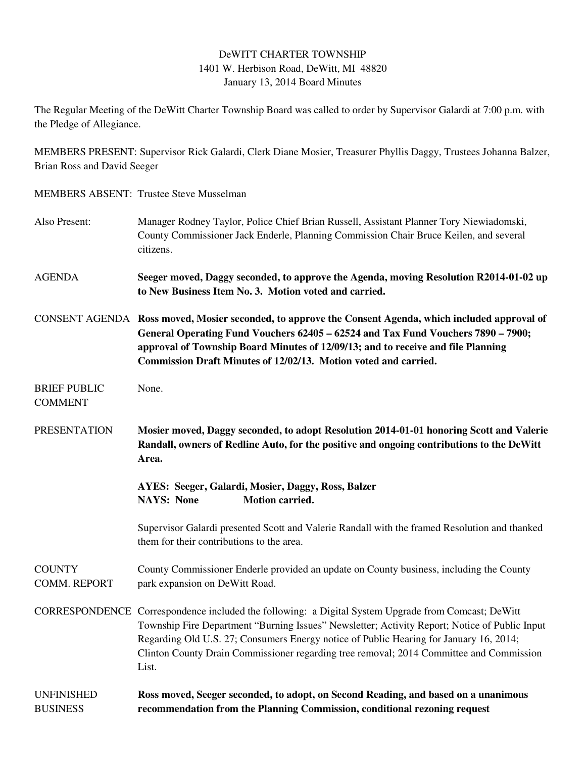DeWITT CHARTER TOWNSHIP
1401 W. Herbison Road, DeWitt, MI 48820
January 13, 2014 Board Minutes

The Regular Meeting of the DeWitt Charter Township Board was called to order by Supervisor Galardi at 7:00 p.m. with the Pledge of Allegiance.

MEMBERS PRESENT: Supervisor Rick Galardi, Clerk Diane Mosier, Treasurer Phyllis Daggy, Trustees Johanna Balzer, Brian Ross and David Seeger

MEMBERS ABSENT: Trustee Steve Musselman

Also Present: Manager Rodney Taylor, Police Chief Brian Russell, Assistant Planner Tory Niewiadomski, County Commissioner Jack Enderle, Planning Commission Chair Bruce Keilen, and several citizens.

AGENDA **Seeger moved, Daggy seconded, to approve the Agenda, moving Resolution R2014-01-02 up to New Business Item No. 3. Motion voted and carried.**

CONSENT AGENDA **Ross moved, Mosier seconded, to approve the Consent Agenda, which included approval of General Operating Fund Vouchers 62405 – 62524 and Tax Fund Vouchers 7890 – 7900; approval of Township Board Minutes of 12/09/13; and to receive and file Planning Commission Draft Minutes of 12/02/13. Motion voted and carried.**

BRIEF PUBLIC COMMENT None.

PRESENTATION **Mosier moved, Daggy seconded, to adopt Resolution 2014-01-01 honoring Scott and Valerie Randall, owners of Redline Auto, for the positive and ongoing contributions to the DeWitt Area.**

**AYES: Seeger, Galardi, Mosier, Daggy, Ross, Balzer**
**NAYS: None Motion carried.**

Supervisor Galardi presented Scott and Valerie Randall with the framed Resolution and thanked them for their contributions to the area.

COUNTY COMM. REPORT County Commissioner Enderle provided an update on County business, including the County park expansion on DeWitt Road.

CORRESPONDENCE Correspondence included the following: a Digital System Upgrade from Comcast; DeWitt Township Fire Department "Burning Issues" Newsletter; Activity Report; Notice of Public Input Regarding Old U.S. 27; Consumers Energy notice of Public Hearing for January 16, 2014; Clinton County Drain Commissioner regarding tree removal; 2014 Committee and Commission List.

UNFINISHED BUSINESS **Ross moved, Seeger seconded, to adopt, on Second Reading, and based on a unanimous recommendation from the Planning Commission, conditional rezoning request**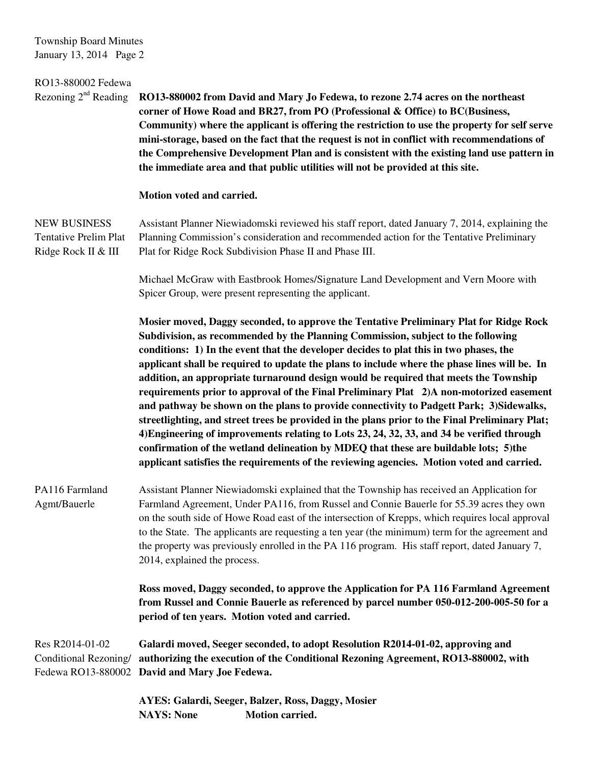RO13-880002 Fedewa Rezoning 2nd Reading

**RO13-880002 from David and Mary Jo Fedewa, to rezone 2.74 acres on the northeast corner of Howe Road and BR27, from PO (Professional & Office) to BC(Business, Community) where the applicant is offering the restriction to use the property for self serve mini-storage, based on the fact that the request is not in conflict with recommendations of the Comprehensive Development Plan and is consistent with the existing land use pattern in the immediate area and that public utilities will not be provided at this site.**

**Motion voted and carried.**

NEW BUSINESS
Tentative Prelim Plat Ridge Rock II & III

Assistant Planner Niewiadomski reviewed his staff report, dated January 7, 2014, explaining the Planning Commission's consideration and recommended action for the Tentative Preliminary Plat for Ridge Rock Subdivision Phase II and Phase III.

Michael McGraw with Eastbrook Homes/Signature Land Development and Vern Moore with Spicer Group, were present representing the applicant.

**Mosier moved, Daggy seconded, to approve the Tentative Preliminary Plat for Ridge Rock Subdivision, as recommended by the Planning Commission, subject to the following conditions: 1) In the event that the developer decides to plat this in two phases, the applicant shall be required to update the plans to include where the phase lines will be. In addition, an appropriate turnaround design would be required that meets the Township requirements prior to approval of the Final Preliminary Plat 2)A non-motorized easement and pathway be shown on the plans to provide connectivity to Padgett Park; 3)Sidewalks, streetlighting, and street trees be provided in the plans prior to the Final Preliminary Plat; 4)Engineering of improvements relating to Lots 23, 24, 32, 33, and 34 be verified through confirmation of the wetland delineation by MDEQ that these are buildable lots; 5)the applicant satisfies the requirements of the reviewing agencies. Motion voted and carried.**

PA116 Farmland Agmt/Bauerle

Assistant Planner Niewiadomski explained that the Township has received an Application for Farmland Agreement, Under PA116, from Russel and Connie Bauerle for 55.39 acres they own on the south side of Howe Road east of the intersection of Krepps, which requires local approval to the State. The applicants are requesting a ten year (the minimum) term for the agreement and the property was previously enrolled in the PA 116 program. His staff report, dated January 7, 2014, explained the process.

**Ross moved, Daggy seconded, to approve the Application for PA 116 Farmland Agreement from Russel and Connie Bauerle as referenced by parcel number 050-012-200-005-50 for a period of ten years. Motion voted and carried.**

Res R2014-01-02 Conditional Rezoning/ Fedewa RO13-880002

**Galardi moved, Seeger seconded, to adopt Resolution R2014-01-02, approving and authorizing the execution of the Conditional Rezoning Agreement, RO13-880002, with David and Mary Joe Fedewa.**

**AYES: Galardi, Seeger, Balzer, Ross, Daggy, Mosier**
**NAYS: None Motion carried.**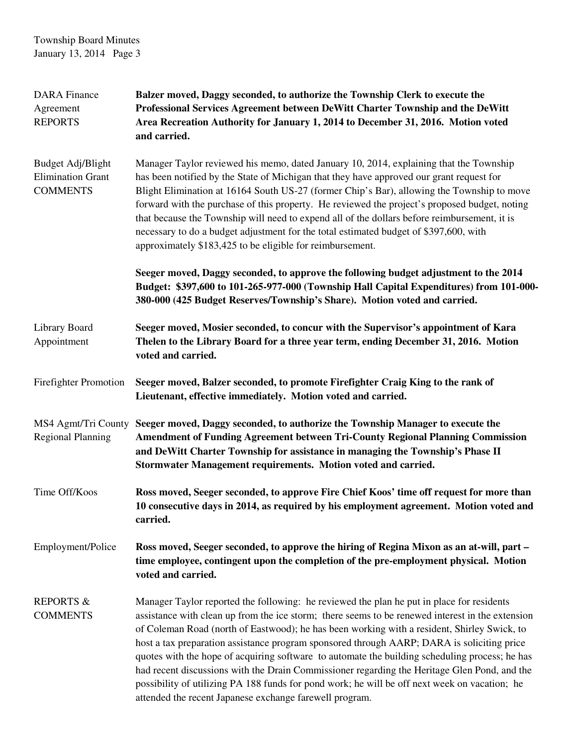**DARA Finance Agreement**
**REPORTS**

**Balzer moved, Daggy seconded, to authorize the Township Clerk to execute the Professional Services Agreement between DeWitt Charter Township and the DeWitt Area Recreation Authority for January 1, 2014 to December 31, 2016. Motion voted and carried.**

**Budget Adj/Blight Elimination Grant**
**COMMENTS**

Manager Taylor reviewed his memo, dated January 10, 2014, explaining that the Township has been notified by the State of Michigan that they have approved our grant request for Blight Elimination at 16164 South US-27 (former Chip's Bar), allowing the Township to move forward with the purchase of this property. He reviewed the project's proposed budget, noting that because the Township will need to expend all of the dollars before reimbursement, it is necessary to do a budget adjustment for the total estimated budget of $397,600, with approximately $183,425 to be eligible for reimbursement.

**Seeger moved, Daggy seconded, to approve the following budget adjustment to the 2014 Budget: $397,600 to 101-265-977-000 (Township Hall Capital Expenditures) from 101-000-380-000 (425 Budget Reserves/Township's Share). Motion voted and carried.**

**Library Board Appointment**

**Seeger moved, Mosier seconded, to concur with the Supervisor's appointment of Kara Thelen to the Library Board for a three year term, ending December 31, 2016. Motion voted and carried.**

**Firefighter Promotion**

**Seeger moved, Balzer seconded, to promote Firefighter Craig King to the rank of Lieutenant, effective immediately. Motion voted and carried.**

**MS4 Agmt/Tri County Regional Planning**

**Seeger moved, Daggy seconded, to authorize the Township Manager to execute the Amendment of Funding Agreement between Tri-County Regional Planning Commission and DeWitt Charter Township for assistance in managing the Township's Phase II Stormwater Management requirements. Motion voted and carried.**

**Time Off/Koos**

**Ross moved, Seeger seconded, to approve Fire Chief Koos' time off request for more than 10 consecutive days in 2014, as required by his employment agreement. Motion voted and carried.**

**Employment/Police**

**Ross moved, Seeger seconded, to approve the hiring of Regina Mixon as an at-will, part – time employee, contingent upon the completion of the pre-employment physical. Motion voted and carried.**

**REPORTS & COMMENTS**

Manager Taylor reported the following: he reviewed the plan he put in place for residents assistance with clean up from the ice storm; there seems to be renewed interest in the extension of Coleman Road (north of Eastwood); he has been working with a resident, Shirley Swick, to host a tax preparation assistance program sponsored through AARP; DARA is soliciting price quotes with the hope of acquiring software to automate the building scheduling process; he has had recent discussions with the Drain Commissioner regarding the Heritage Glen Pond, and the possibility of utilizing PA 188 funds for pond work; he will be off next week on vacation; he attended the recent Japanese exchange farewell program.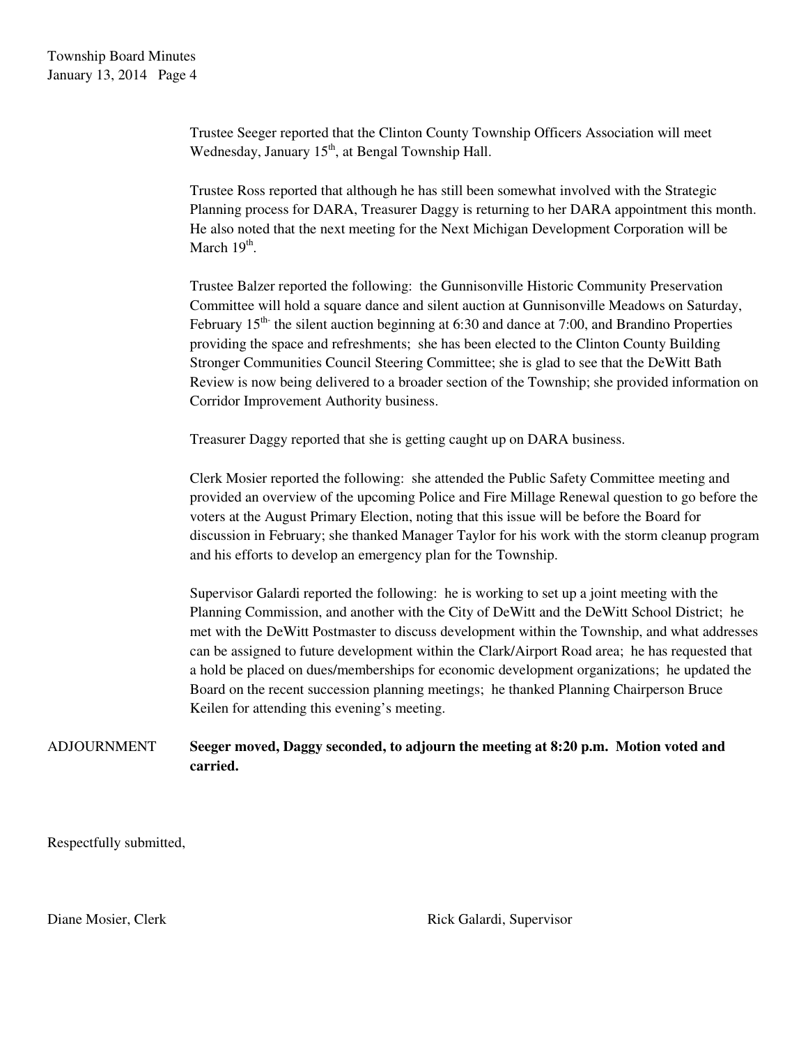Trustee Seeger reported that the Clinton County Township Officers Association will meet Wednesday, January 15th, at Bengal Township Hall.

Trustee Ross reported that although he has still been somewhat involved with the Strategic Planning process for DARA, Treasurer Daggy is returning to her DARA appointment this month. He also noted that the next meeting for the Next Michigan Development Corporation will be March 19th.

Trustee Balzer reported the following: the Gunnisonville Historic Community Preservation Committee will hold a square dance and silent auction at Gunnisonville Meadows on Saturday, February 15th- the silent auction beginning at 6:30 and dance at 7:00, and Brandino Properties providing the space and refreshments; she has been elected to the Clinton County Building Stronger Communities Council Steering Committee; she is glad to see that the DeWitt Bath Review is now being delivered to a broader section of the Township; she provided information on Corridor Improvement Authority business.

Treasurer Daggy reported that she is getting caught up on DARA business.

Clerk Mosier reported the following: she attended the Public Safety Committee meeting and provided an overview of the upcoming Police and Fire Millage Renewal question to go before the voters at the August Primary Election, noting that this issue will be before the Board for discussion in February; she thanked Manager Taylor for his work with the storm cleanup program and his efforts to develop an emergency plan for the Township.

Supervisor Galardi reported the following: he is working to set up a joint meeting with the Planning Commission, and another with the City of DeWitt and the DeWitt School District; he met with the DeWitt Postmaster to discuss development within the Township, and what addresses can be assigned to future development within the Clark/Airport Road area; he has requested that a hold be placed on dues/memberships for economic development organizations; he updated the Board on the recent succession planning meetings; he thanked Planning Chairperson Bruce Keilen for attending this evening's meeting.

ADJOURNMENT **Seeger moved, Daggy seconded, to adjourn the meeting at 8:20 p.m. Motion voted and carried.**

Respectfully submitted,

Diane Mosier, Clerk

Rick Galardi, Supervisor